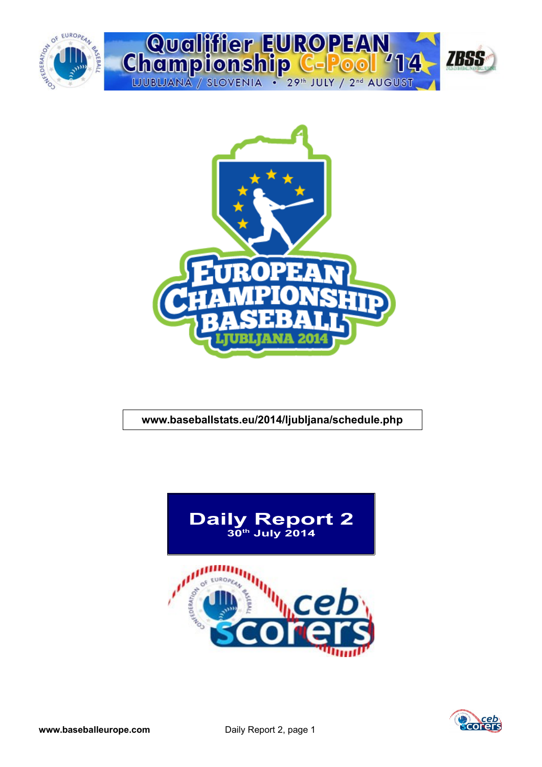# Qualifier EUROPEAN Championship C-Pool '14

LJUBLJANA / SLOVENIA • 29th JULY / 2nd AUGUST

**www.baseballstats.eu/2014/ljubljana/schedule.php**

## Daily Report 2

**30th July 2014**

**www.baseballeurope.com**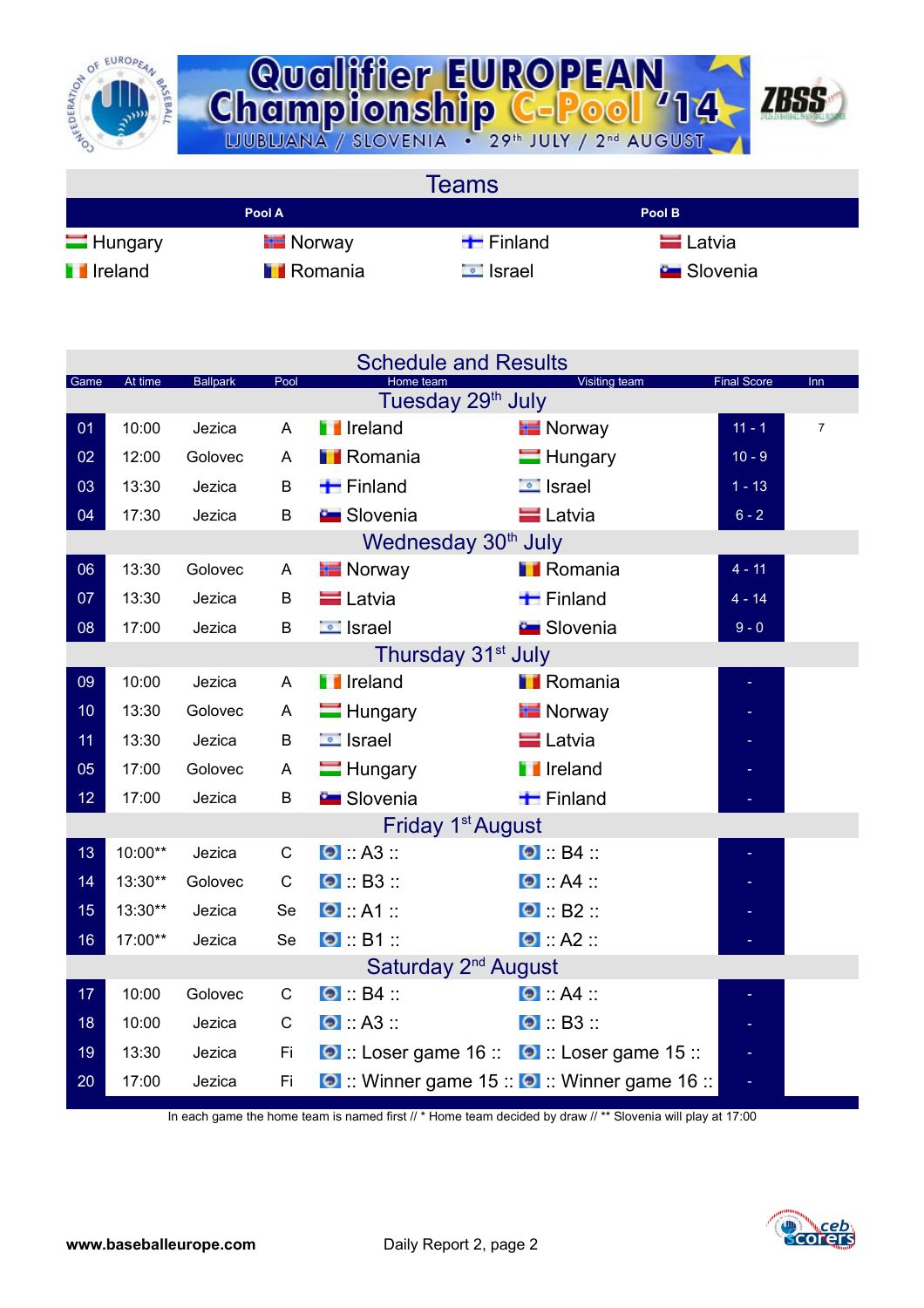# Qualifier EUROPEAN Championship C-Pool '14

LJUBLJANA / SLOVENIA • 29th JULY / 2nd AUGUST

## Teams

| Pool A | | Pool B | |
|---|---|---|---|
| Hungary | Norway | Finland | Latvia |
| Ireland | Romania | Israel | Slovenia |

## Schedule and Results

| Game | At time | Ballpark | Pool | Home team | Visiting team | Final Score | Inn |
|---|---|---|---|---|---|---|---|
| **Tuesday 29th July** | | | | | | | |
| 01 | 10:00 | Jezica | A | Ireland | Norway | 11 - 1 | 7 |
| 02 | 12:00 | Golovec | A | Romania | Hungary | 10 - 9 | |
| 03 | 13:30 | Jezica | B | Finland | Israel | 1 - 13 | |
| 04 | 17:30 | Jezica | B | Slovenia | Latvia | 6 - 2 | |
| **Wednesday 30th July** | | | | | | | |
| 06 | 13:30 | Golovec | A | Norway | Romania | 4 - 11 | |
| 07 | 13:30 | Jezica | B | Latvia | Finland | 4 - 14 | |
| 08 | 17:00 | Jezica | B | Israel | Slovenia | 9 - 0 | |
| **Thursday 31st July** | | | | | | | |
| 09 | 10:00 | Jezica | A | Ireland | Romania | - | |
| 10 | 13:30 | Golovec | A | Hungary | Norway | - | |
| 11 | 13:30 | Jezica | B | Israel | Latvia | - | |
| 05 | 17:00 | Golovec | A | Hungary | Ireland | - | |
| 12 | 17:00 | Jezica | B | Slovenia | Finland | - | |
| **Friday 1st August** | | | | | | | |
| 13 | 10:00** | Jezica | C | :: A3 :: | :: B4 :: | - | |
| 14 | 13:30** | Golovec | C | :: B3 :: | :: A4 :: | - | |
| 15 | 13:30** | Jezica | Se | :: A1 :: | :: B2 :: | - | |
| 16 | 17:00** | Jezica | Se | :: B1 :: | :: A2 :: | - | |
| **Saturday 2nd August** | | | | | | | |
| 17 | 10:00 | Golovec | C | :: B4 :: | :: A4 :: | - | |
| 18 | 10:00 | Jezica | C | :: A3 :: | :: B3 :: | - | |
| 19 | 13:30 | Jezica | Fi | :: Loser game 16 :: | :: Loser game 15 :: | - | |
| 20 | 17:00 | Jezica | Fi | :: Winner game 15 :: | :: Winner game 16 :: | - | |

In each game the home team is named first // * Home team decided by draw // ** Slovenia will play at 17:00

www.baseballeurope.com

Daily Report 2, page 2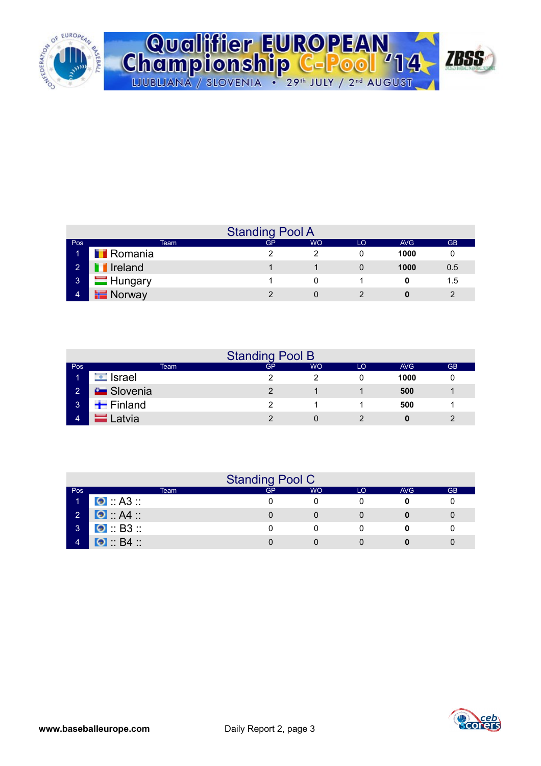# Qualifier EUROPEAN Championship C-Pool '14

LJUBLJANA / SLOVENIA • 29th JULY / 2nd AUGUST

## Standing Pool A

| Pos | Team | GP | WO | LO | AVG | GB |
|---|---|---|---|---|---|---|
| 1 | Romania | 2 | 2 | 0 | **1000** | 0 |
| 2 | Ireland | 1 | 1 | 0 | **1000** | 0.5 |
| 3 | Hungary | 1 | 0 | 1 | **0** | 1.5 |
| 4 | Norway | 2 | 0 | 2 | **0** | 2 |

## Standing Pool B

| Pos | Team | GP | WO | LO | AVG | GB |
|---|---|---|---|---|---|---|
| 1 | Israel | 2 | 2 | 0 | **1000** | 0 |
| 2 | Slovenia | 2 | 1 | 1 | **500** | 1 |
| 3 | Finland | 2 | 1 | 1 | **500** | 1 |
| 4 | Latvia | 2 | 0 | 2 | **0** | 2 |

## Standing Pool C

| Pos | Team | GP | WO | LO | AVG | GB |
|---|---|---|---|---|---|---|
| 1 | :: A3 :: | 0 | 0 | 0 | **0** | 0 |
| 2 | :: A4 :: | 0 | 0 | 0 | **0** | 0 |
| 3 | :: B3 :: | 0 | 0 | 0 | **0** | 0 |
| 4 | :: B4 :: | 0 | 0 | 0 | **0** | 0 |

**www.baseballeurope.com** Daily Report 2, page 3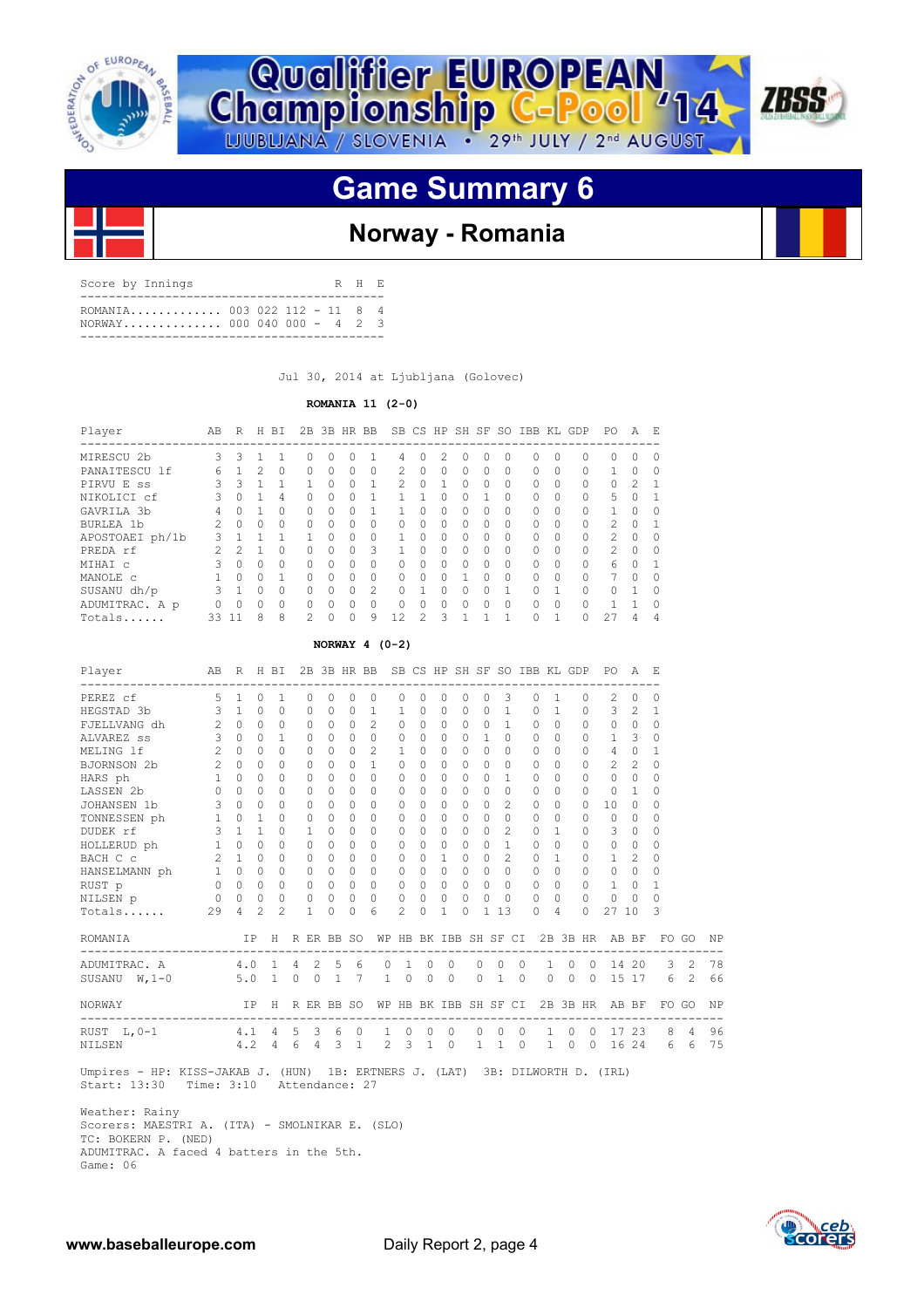# Qualifier EUROPEAN Championship C-Pool '14

LJUBLJANA / SLOVENIA • 29th JULY / 2nd AUGUST

## Game Summary 6

### Norway - Romania

| Score by Innings | | R | H | E |
|---|---|---|---|---|
| ROMANIA | 003 022 112 | 11 | 8 | 4 |
| NORWAY | 000 040 000 | 4 | 2 | 3 |

Jul 30, 2014 at Ljubljana (Golovec)

**ROMANIA 11 (2-0)**

| Player | AB | R | H | BI | 2B | 3B | HR | BB | SB | CS | HP | SH | SF | SO | IBB | KL | GDP | PO | A | E |
|---|---|---|---|---|---|---|---|---|---|---|---|---|---|---|---|---|---|---|---|---|
| MIRESCU 2b | 3 | 3 | 1 | 1 | 0 | 0 | 0 | 1 | 4 | 0 | 2 | 0 | 0 | 0 | 0 | 0 | 0 | 0 | 0 | 0 |
| PANAITESCU lf | 6 | 1 | 2 | 0 | 0 | 0 | 0 | 0 | 2 | 0 | 0 | 0 | 0 | 0 | 0 | 0 | 0 | 1 | 0 | 0 |
| PIRVU E ss | 3 | 3 | 1 | 1 | 1 | 0 | 0 | 1 | 2 | 0 | 1 | 0 | 0 | 0 | 0 | 0 | 0 | 0 | 2 | 1 |
| NIKOLICI cf | 3 | 0 | 1 | 4 | 0 | 0 | 0 | 1 | 1 | 1 | 0 | 0 | 1 | 0 | 0 | 0 | 0 | 5 | 0 | 1 |
| GAVRILA 3b | 4 | 0 | 1 | 0 | 0 | 0 | 0 | 1 | 1 | 0 | 0 | 0 | 0 | 0 | 0 | 0 | 0 | 1 | 0 | 0 |
| BURLEA 1b | 2 | 0 | 0 | 0 | 0 | 0 | 0 | 0 | 0 | 0 | 0 | 0 | 0 | 0 | 0 | 0 | 0 | 2 | 0 | 1 |
| APOSTOAEI ph/1b | 3 | 1 | 1 | 1 | 1 | 0 | 0 | 0 | 1 | 0 | 0 | 0 | 0 | 0 | 0 | 0 | 0 | 2 | 0 | 0 |
| PREDA rf | 2 | 2 | 1 | 0 | 0 | 0 | 0 | 3 | 1 | 0 | 0 | 0 | 0 | 0 | 0 | 0 | 0 | 2 | 0 | 0 |
| MIHAI c | 3 | 0 | 0 | 0 | 0 | 0 | 0 | 0 | 0 | 0 | 0 | 0 | 0 | 0 | 0 | 0 | 0 | 6 | 0 | 1 |
| MANOLE c | 1 | 0 | 0 | 1 | 0 | 0 | 0 | 0 | 0 | 0 | 0 | 1 | 0 | 0 | 0 | 0 | 0 | 7 | 0 | 0 |
| SUSANU dh/p | 3 | 1 | 0 | 0 | 0 | 0 | 0 | 2 | 0 | 1 | 0 | 0 | 0 | 1 | 0 | 1 | 0 | 0 | 1 | 0 |
| ADUMITRAC. A p | 0 | 0 | 0 | 0 | 0 | 0 | 0 | 0 | 0 | 0 | 0 | 0 | 0 | 0 | 0 | 0 | 0 | 1 | 1 | 0 |
| Totals...... | 33 | 11 | 8 | 8 | 2 | 0 | 0 | 9 | 12 | 2 | 3 | 1 | 1 | 1 | 0 | 1 | 0 | 27 | 4 | 4 |

**NORWAY 4 (0-2)**

| Player | AB | R | H | BI | 2B | 3B | HR | BB | SB | CS | HP | SH | SF | SO | IBB | KL | GDP | PO | A | E |
|---|---|---|---|---|---|---|---|---|---|---|---|---|---|---|---|---|---|---|---|---|
| PEREZ cf | 5 | 1 | 0 | 1 | 0 | 0 | 0 | 0 | 0 | 0 | 0 | 0 | 0 | 3 | 0 | 1 | 0 | 2 | 0 | 0 |
| HEGSTAD 3b | 3 | 1 | 0 | 0 | 0 | 0 | 0 | 1 | 1 | 0 | 0 | 0 | 0 | 1 | 0 | 1 | 0 | 3 | 2 | 1 |
| FJELLVANG dh | 2 | 0 | 0 | 0 | 0 | 0 | 0 | 2 | 0 | 0 | 0 | 0 | 0 | 1 | 0 | 0 | 0 | 0 | 0 | 0 |
| ALVAREZ ss | 3 | 0 | 0 | 1 | 0 | 0 | 0 | 0 | 0 | 0 | 0 | 0 | 1 | 0 | 0 | 0 | 0 | 1 | 3 | 0 |
| MELING lf | 2 | 0 | 0 | 0 | 0 | 0 | 0 | 2 | 1 | 0 | 0 | 0 | 0 | 0 | 0 | 0 | 0 | 4 | 0 | 1 |
| BJORNSON 2b | 2 | 0 | 0 | 0 | 0 | 0 | 0 | 1 | 0 | 0 | 0 | 0 | 0 | 0 | 0 | 0 | 0 | 2 | 2 | 0 |
| HARS ph | 1 | 0 | 0 | 0 | 0 | 0 | 0 | 0 | 0 | 0 | 0 | 0 | 0 | 1 | 0 | 0 | 0 | 0 | 0 | 0 |
| LASSEN 2b | 0 | 0 | 0 | 0 | 0 | 0 | 0 | 0 | 0 | 0 | 0 | 0 | 0 | 0 | 0 | 0 | 0 | 0 | 1 | 0 |
| JOHANSEN 1b | 3 | 0 | 0 | 0 | 0 | 0 | 0 | 0 | 0 | 0 | 0 | 0 | 0 | 2 | 0 | 0 | 0 | 10 | 0 | 0 |
| TONNESSEN ph | 1 | 0 | 1 | 0 | 0 | 0 | 0 | 0 | 0 | 0 | 0 | 0 | 0 | 0 | 0 | 0 | 0 | 0 | 0 | 0 |
| DUDEK rf | 3 | 1 | 1 | 0 | 1 | 0 | 0 | 0 | 0 | 0 | 0 | 0 | 0 | 2 | 0 | 1 | 0 | 3 | 0 | 0 |
| HOLLERUD ph | 1 | 0 | 0 | 0 | 0 | 0 | 0 | 0 | 0 | 0 | 0 | 0 | 0 | 1 | 0 | 0 | 0 | 0 | 0 | 0 |
| BACH C c | 2 | 1 | 0 | 0 | 0 | 0 | 0 | 0 | 0 | 0 | 1 | 0 | 0 | 2 | 0 | 1 | 0 | 1 | 2 | 0 |
| HANSELMANN ph | 1 | 0 | 0 | 0 | 0 | 0 | 0 | 0 | 0 | 0 | 0 | 0 | 0 | 0 | 0 | 0 | 0 | 0 | 0 | 0 |
| RUST p | 0 | 0 | 0 | 0 | 0 | 0 | 0 | 0 | 0 | 0 | 0 | 0 | 0 | 0 | 0 | 0 | 0 | 1 | 0 | 1 |
| NILSEN p | 0 | 0 | 0 | 0 | 0 | 0 | 0 | 0 | 0 | 0 | 0 | 0 | 0 | 0 | 0 | 0 | 0 | 0 | 0 | 0 |
| Totals...... | 29 | 4 | 2 | 2 | 1 | 0 | 0 | 6 | 2 | 0 | 1 | 0 | 1 | 13 | 0 | 4 | 0 | 27 | 10 | 3 |

| ROMANIA | IP | H | R | ER | BB | SO | WP | HB | BK | IBB | SH | SF | CI | 2B | 3B | HR | AB | BF | FO | GO | NP |
|---|---|---|---|---|---|---|---|---|---|---|---|---|---|---|---|---|---|---|---|---|---|
| ADUMITRAC. A | 4.0 | 1 | 4 | 2 | 5 | 6 | 0 | 1 | 0 | 0 | 0 | 0 | 0 | 1 | 0 | 0 | 14 | 20 | 3 | 2 | 78 |
| SUSANU W,1-0 | 5.0 | 1 | 0 | 0 | 1 | 7 | 1 | 0 | 0 | 0 | 0 | 1 | 0 | 0 | 0 | 0 | 15 | 17 | 6 | 2 | 66 |

| NORWAY | IP | H | R | ER | BB | SO | WP | HB | BK | IBB | SH | SF | CI | 2B | 3B | HR | AB | BF | FO | GO | NP |
|---|---|---|---|---|---|---|---|---|---|---|---|---|---|---|---|---|---|---|---|---|---|
| RUST L,0-1 | 4.1 | 4 | 5 | 3 | 6 | 0 | 1 | 0 | 0 | 0 | 0 | 0 | 0 | 1 | 0 | 0 | 17 | 23 | 8 | 4 | 96 |
| NILSEN | 4.2 | 4 | 6 | 4 | 3 | 1 | 2 | 3 | 1 | 0 | 1 | 1 | 0 | 1 | 0 | 0 | 16 | 24 | 6 | 6 | 75 |

Umpires - HP: KISS-JAKAB J. (HUN) 1B: ERTNERS J. (LAT) 3B: DILWORTH D. (IRL)
Start: 13:30 Time: 3:10 Attendance: 27

Weather: Rainy
Scorers: MAESTRI A. (ITA) - SMOLNIKAR E. (SLO)
TC: BOKERN P. (NED)
ADUMITRAC. A faced 4 batters in the 5th.
Game: 06

www.baseballeurope.com — Daily Report 2, page 4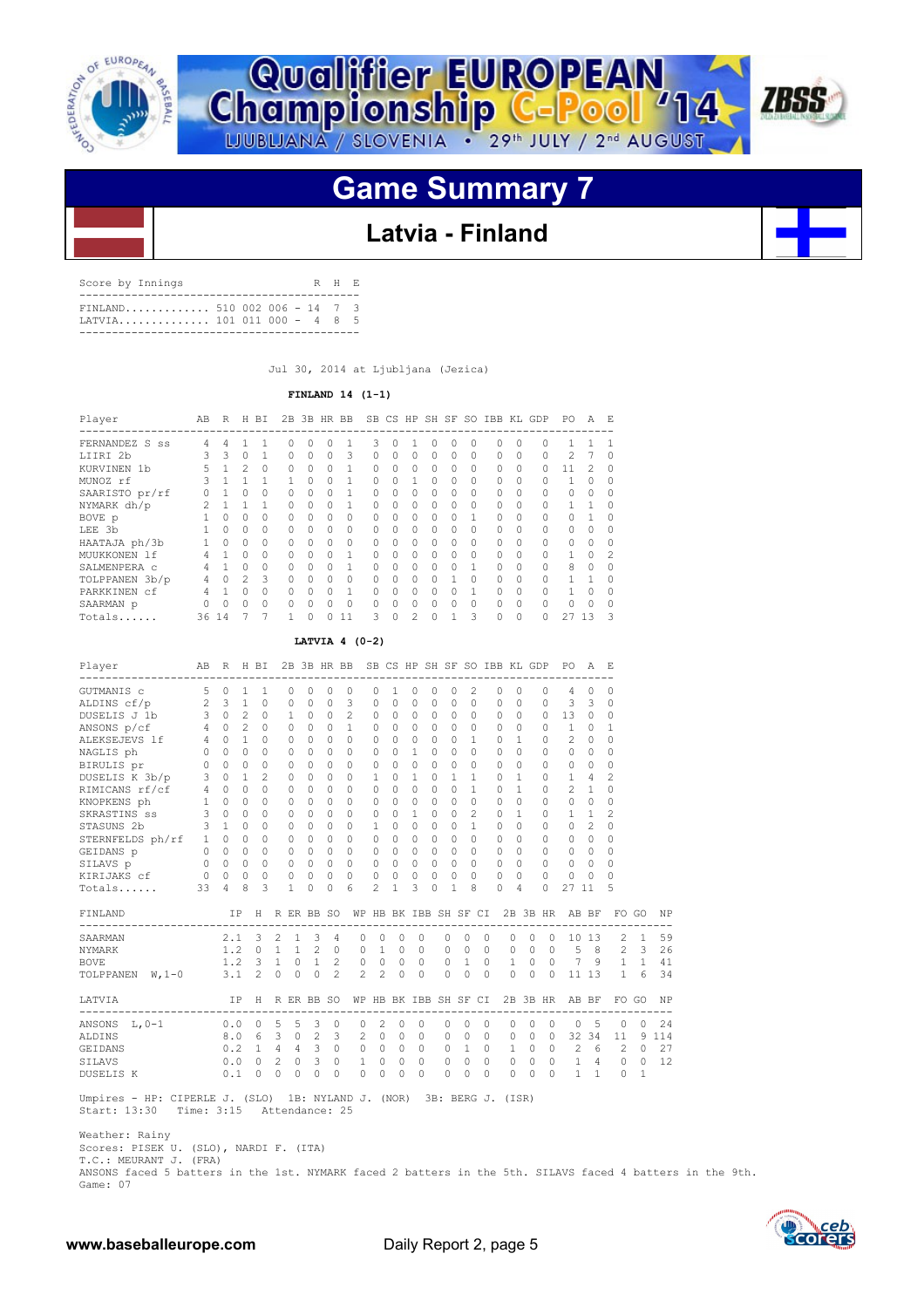# Qualifier EUROPEAN Championship C-Pool '14

LJUBLJANA / SLOVENIA • 29th JULY / 2nd AUGUST

## Game Summary 7

### Latvia - Finland

| Score by Innings | | R | H | E |
|---|---|---|---|---|
| FINLAND | 510 002 006 | 14 | 7 | 3 |
| LATVIA | 101 011 000 | 4 | 8 | 5 |

Jul 30, 2014 at Ljubljana (Jezica)

**FINLAND 14 (1-1)**

| Player | AB | R | H | BI | 2B | 3B | HR | BB | SB | CS | HP | SH | SF | SO | IBB | KL | GDP | PO | A | E |
|---|---|---|---|---|---|---|---|---|---|---|---|---|---|---|---|---|---|---|---|---|
| FERNANDEZ S ss | 4 | 4 | 1 | 1 | 0 | 0 | 0 | 1 | 3 | 0 | 1 | 0 | 0 | 0 | 0 | 0 | 0 | 1 | 1 | 1 |
| LIIRI 2b | 3 | 3 | 0 | 1 | 0 | 0 | 0 | 3 | 0 | 0 | 0 | 0 | 0 | 0 | 0 | 0 | 0 | 2 | 7 | 0 |
| KURVINEN 1b | 5 | 1 | 2 | 0 | 0 | 0 | 0 | 1 | 0 | 0 | 0 | 0 | 0 | 0 | 0 | 0 | 0 | 11 | 2 | 0 |
| MUNOZ rf | 3 | 1 | 1 | 1 | 1 | 0 | 0 | 1 | 0 | 0 | 1 | 0 | 0 | 0 | 0 | 0 | 0 | 1 | 0 | 0 |
| SAARISTO pr/rf | 0 | 1 | 0 | 0 | 0 | 0 | 0 | 1 | 0 | 0 | 0 | 0 | 0 | 0 | 0 | 0 | 0 | 0 | 0 | 0 |
| NYMARK dh/p | 2 | 1 | 1 | 1 | 0 | 0 | 0 | 1 | 0 | 0 | 0 | 0 | 0 | 0 | 0 | 0 | 0 | 1 | 1 | 0 |
| BOVE p | 1 | 0 | 0 | 0 | 0 | 0 | 0 | 0 | 0 | 0 | 0 | 0 | 0 | 1 | 0 | 0 | 0 | 0 | 1 | 0 |
| LEE 3b | 1 | 0 | 0 | 0 | 0 | 0 | 0 | 0 | 0 | 0 | 0 | 0 | 0 | 0 | 0 | 0 | 0 | 0 | 0 | 0 |
| HAATAJA ph/3b | 1 | 0 | 0 | 0 | 0 | 0 | 0 | 0 | 0 | 0 | 0 | 0 | 0 | 0 | 0 | 0 | 0 | 0 | 0 | 0 |
| MUUKKONEN lf | 4 | 1 | 0 | 0 | 0 | 0 | 0 | 1 | 0 | 0 | 0 | 0 | 0 | 0 | 0 | 0 | 0 | 1 | 0 | 2 |
| SALMENPERA c | 4 | 1 | 0 | 0 | 0 | 0 | 0 | 1 | 0 | 0 | 0 | 0 | 0 | 1 | 0 | 0 | 0 | 8 | 0 | 0 |
| TOLPPANEN 3b/p | 4 | 0 | 2 | 3 | 0 | 0 | 0 | 0 | 0 | 0 | 0 | 0 | 1 | 0 | 0 | 0 | 0 | 1 | 1 | 0 |
| PARKKINEN cf | 4 | 1 | 0 | 0 | 0 | 0 | 0 | 1 | 0 | 0 | 0 | 0 | 0 | 1 | 0 | 0 | 0 | 1 | 0 | 0 |
| SAARMAN p | 0 | 0 | 0 | 0 | 0 | 0 | 0 | 0 | 0 | 0 | 0 | 0 | 0 | 0 | 0 | 0 | 0 | 0 | 0 | 0 |
| Totals...... | 36 | 14 | 7 | 7 | 1 | 0 | 0 | 11 | 3 | 0 | 2 | 0 | 1 | 3 | 0 | 0 | 0 | 27 | 13 | 3 |

**LATVIA 4 (0-2)**

| Player | AB | R | H | BI | 2B | 3B | HR | BB | SB | CS | HP | SH | SF | SO | IBB | KL | GDP | PO | A | E |
|---|---|---|---|---|---|---|---|---|---|---|---|---|---|---|---|---|---|---|---|---|
| GUTMANIS c | 5 | 0 | 1 | 1 | 0 | 0 | 0 | 0 | 0 | 1 | 0 | 0 | 0 | 2 | 0 | 0 | 0 | 4 | 0 | 0 |
| ALDINS cf/p | 2 | 3 | 1 | 0 | 0 | 0 | 0 | 3 | 0 | 0 | 0 | 0 | 0 | 0 | 0 | 0 | 0 | 3 | 3 | 0 |
| DUSELIS J 1b | 3 | 0 | 2 | 0 | 1 | 0 | 0 | 2 | 0 | 0 | 0 | 0 | 0 | 0 | 0 | 0 | 0 | 13 | 0 | 0 |
| ANSONS p/cf | 4 | 0 | 2 | 0 | 0 | 0 | 0 | 1 | 0 | 0 | 0 | 0 | 0 | 0 | 0 | 0 | 0 | 1 | 0 | 1 |
| ALEKSEJEVS lf | 4 | 0 | 1 | 0 | 0 | 0 | 0 | 0 | 0 | 0 | 0 | 0 | 0 | 1 | 0 | 1 | 0 | 2 | 0 | 0 |
| NAGLIS ph | 0 | 0 | 0 | 0 | 0 | 0 | 0 | 0 | 0 | 0 | 1 | 0 | 0 | 0 | 0 | 0 | 0 | 0 | 0 | 0 |
| BIRULIS pr | 0 | 0 | 0 | 0 | 0 | 0 | 0 | 0 | 0 | 0 | 0 | 0 | 0 | 0 | 0 | 0 | 0 | 0 | 0 | 0 |
| DUSELIS K 3b/p | 3 | 0 | 1 | 2 | 0 | 0 | 0 | 0 | 1 | 0 | 1 | 0 | 1 | 1 | 0 | 1 | 0 | 1 | 4 | 2 |
| RIMICANS rf/cf | 4 | 0 | 0 | 0 | 0 | 0 | 0 | 0 | 0 | 0 | 0 | 0 | 0 | 1 | 0 | 1 | 0 | 2 | 1 | 0 |
| KNOPKENS ph | 1 | 0 | 0 | 0 | 0 | 0 | 0 | 0 | 0 | 0 | 0 | 0 | 0 | 0 | 0 | 0 | 0 | 0 | 0 | 0 |
| SKRASTINS ss | 3 | 0 | 0 | 0 | 0 | 0 | 0 | 0 | 0 | 0 | 1 | 0 | 0 | 2 | 0 | 1 | 0 | 1 | 1 | 2 |
| STASUNS 2b | 3 | 1 | 0 | 0 | 0 | 0 | 0 | 0 | 1 | 0 | 0 | 0 | 0 | 1 | 0 | 0 | 0 | 0 | 2 | 0 |
| STERNFELDS ph/rf | 1 | 0 | 0 | 0 | 0 | 0 | 0 | 0 | 0 | 0 | 0 | 0 | 0 | 0 | 0 | 0 | 0 | 0 | 0 | 0 |
| GEIDANS p | 0 | 0 | 0 | 0 | 0 | 0 | 0 | 0 | 0 | 0 | 0 | 0 | 0 | 0 | 0 | 0 | 0 | 0 | 0 | 0 |
| SILAVS p | 0 | 0 | 0 | 0 | 0 | 0 | 0 | 0 | 0 | 0 | 0 | 0 | 0 | 0 | 0 | 0 | 0 | 0 | 0 | 0 |
| KIRIJAKS cf | 0 | 0 | 0 | 0 | 0 | 0 | 0 | 0 | 0 | 0 | 0 | 0 | 0 | 0 | 0 | 0 | 0 | 0 | 0 | 0 |
| Totals...... | 33 | 4 | 8 | 3 | 1 | 0 | 0 | 6 | 2 | 1 | 3 | 0 | 1 | 8 | 0 | 4 | 0 | 27 | 11 | 5 |

| FINLAND | IP | H | R | ER | BB | SO | WP | HB | BK | IBB | SH | SF | CI | 2B | 3B | HR | AB | BF | FO | GO | NP |
|---|---|---|---|---|---|---|---|---|---|---|---|---|---|---|---|---|---|---|---|---|---|
| SAARMAN | 2.1 | 3 | 2 | 1 | 3 | 4 | 0 | 0 | 0 | 0 | 0 | 0 | 0 | 0 | 0 | 0 | 10 | 13 | 2 | 1 | 59 |
| NYMARK | 1.2 | 0 | 1 | 1 | 2 | 0 | 0 | 1 | 0 | 0 | 0 | 0 | 0 | 0 | 0 | 0 | 5 | 8 | 2 | 3 | 26 |
| BOVE | 1.2 | 3 | 1 | 0 | 1 | 2 | 0 | 0 | 0 | 0 | 0 | 1 | 0 | 1 | 0 | 0 | 7 | 9 | 1 | 1 | 41 |
| TOLPPANEN W,1-0 | 3.1 | 2 | 0 | 0 | 0 | 2 | 2 | 2 | 0 | 0 | 0 | 0 | 0 | 0 | 0 | 0 | 11 | 13 | 1 | 6 | 34 |

| LATVIA | IP | H | R | ER | BB | SO | WP | HB | BK | IBB | SH | SF | CI | 2B | 3B | HR | AB | BF | FO | GO | NP |
|---|---|---|---|---|---|---|---|---|---|---|---|---|---|---|---|---|---|---|---|---|---|
| ANSONS L,0-1 | 0.0 | 0 | 5 | 5 | 3 | 0 | 0 | 2 | 0 | 0 | 0 | 0 | 0 | 0 | 0 | 0 | 0 | 5 | 0 | 0 | 24 |
| ALDINS | 8.0 | 6 | 3 | 0 | 2 | 3 | 2 | 0 | 0 | 0 | 0 | 0 | 0 | 0 | 0 | 0 | 32 | 34 | 11 | 9 | 114 |
| GEIDANS | 0.2 | 1 | 4 | 4 | 3 | 0 | 0 | 0 | 0 | 0 | 0 | 1 | 0 | 1 | 0 | 0 | 2 | 6 | 2 | 0 | 27 |
| SILAVS | 0.0 | 0 | 2 | 0 | 3 | 0 | 1 | 0 | 0 | 0 | 0 | 0 | 0 | 0 | 0 | 0 | 1 | 4 | 0 | 0 | 12 |
| DUSELIS K | 0.1 | 0 | 0 | 0 | 0 | 0 | 0 | 0 | 0 | 0 | 0 | 0 | 0 | 0 | 0 | 0 | 1 | 1 | 0 | 1 | |

Umpires - HP: CIPERLE J. (SLO) 1B: NYLAND J. (NOR) 3B: BERG J. (ISR)
Start: 13:30 Time: 3:15 Attendance: 25

Weather: Rainy
Scores: PISEK U. (SLO), NARDI F. (ITA)
T.C.: MEURANT J. (FRA)
ANSONS faced 5 batters in the 1st. NYMARK faced 2 batters in the 5th. SILAVS faced 4 batters in the 9th.
Game: 07

www.baseballeurope.com Daily Report 2, page 5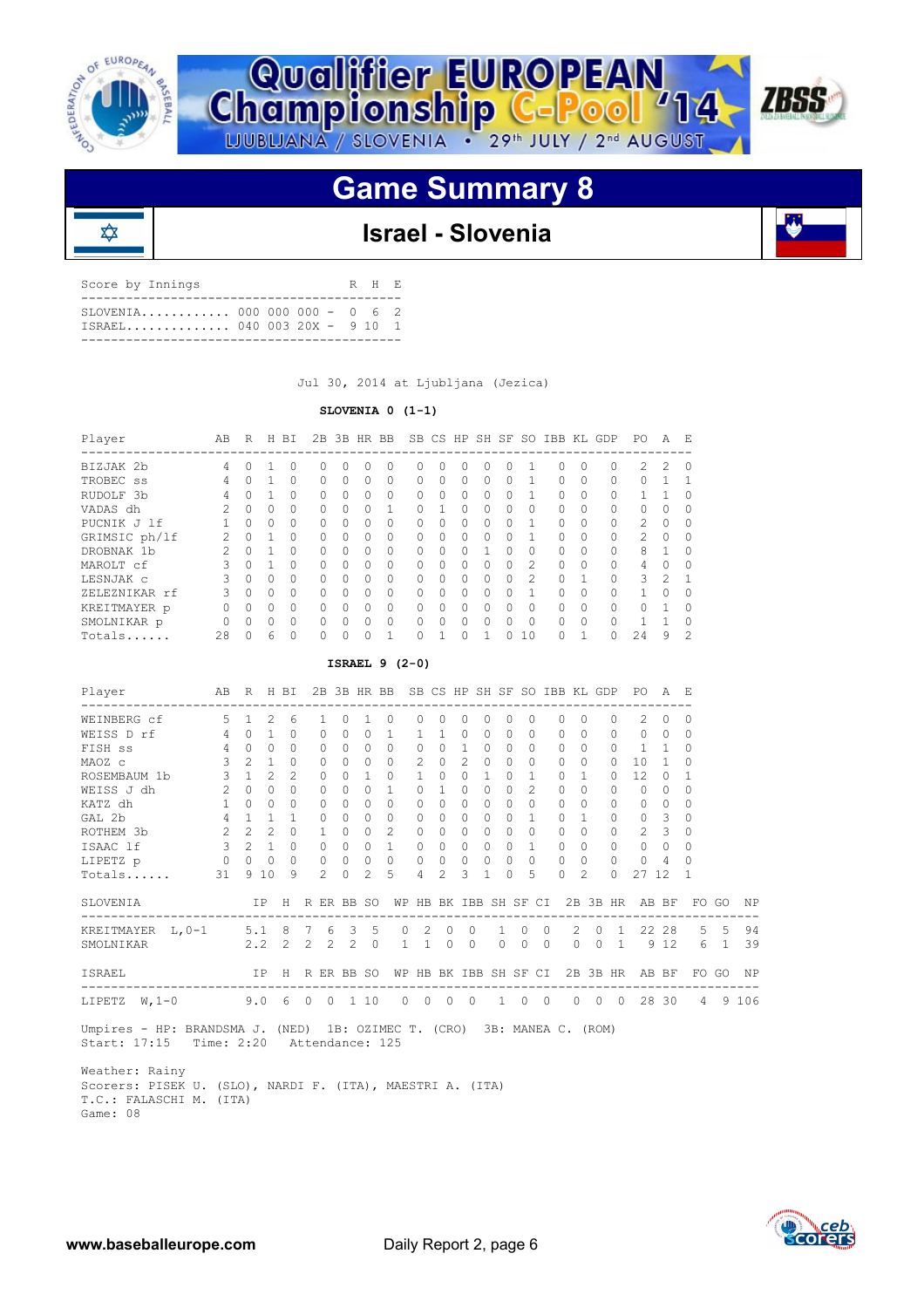# Qualifier EUROPEAN Championship C-Pool '14

LJUBLJANA / SLOVENIA • 29th JULY / 2nd AUGUST

## Game Summary 8

### Israel - Slovenia

| Score by Innings | | R | H | E |
|---|---|---|---|---|
| SLOVENIA | 000 000 000 | 0 | 6 | 2 |
| ISRAEL | 040 003 20X | 9 | 10 | 1 |

Jul 30, 2014 at Ljubljana (Jezica)

**SLOVENIA 0 (1-1)**

| Player | AB | R | H | BI | 2B | 3B | HR | BB | SB | CS | HP | SH | SF | SO | IBB | KL | GDP | PO | A | E |
|---|---|---|---|---|---|---|---|---|---|---|---|---|---|---|---|---|---|---|---|---|
| BIZJAK 2b | 4 | 0 | 1 | 0 | 0 | 0 | 0 | 0 | 0 | 0 | 0 | 0 | 0 | 1 | 0 | 0 | 0 | 2 | 2 | 0 |
| TROBEC ss | 4 | 0 | 1 | 0 | 0 | 0 | 0 | 0 | 0 | 0 | 0 | 0 | 0 | 1 | 0 | 0 | 0 | 0 | 1 | 1 |
| RUDOLF 3b | 4 | 0 | 1 | 0 | 0 | 0 | 0 | 0 | 0 | 0 | 0 | 0 | 0 | 1 | 0 | 0 | 0 | 1 | 1 | 0 |
| VADAS dh | 2 | 0 | 0 | 0 | 0 | 0 | 0 | 1 | 0 | 1 | 0 | 0 | 0 | 0 | 0 | 0 | 0 | 0 | 0 | 0 |
| PUCNIK J lf | 1 | 0 | 0 | 0 | 0 | 0 | 0 | 0 | 0 | 0 | 0 | 0 | 0 | 1 | 0 | 0 | 0 | 2 | 0 | 0 |
| GRIMSIC ph/lf | 2 | 0 | 1 | 0 | 0 | 0 | 0 | 0 | 0 | 0 | 0 | 0 | 0 | 1 | 0 | 0 | 0 | 2 | 0 | 0 |
| DROBNAK 1b | 2 | 0 | 1 | 0 | 0 | 0 | 0 | 0 | 0 | 0 | 0 | 1 | 0 | 0 | 0 | 0 | 0 | 8 | 1 | 0 |
| MAROLT cf | 3 | 0 | 1 | 0 | 0 | 0 | 0 | 0 | 0 | 0 | 0 | 0 | 0 | 2 | 0 | 0 | 0 | 4 | 0 | 0 |
| LESNJAK c | 3 | 0 | 0 | 0 | 0 | 0 | 0 | 0 | 0 | 0 | 0 | 0 | 0 | 2 | 0 | 1 | 0 | 3 | 2 | 1 |
| ZELEZNIKAR rf | 3 | 0 | 0 | 0 | 0 | 0 | 0 | 0 | 0 | 0 | 0 | 0 | 0 | 1 | 0 | 0 | 0 | 1 | 0 | 0 |
| KREITMAYER p | 0 | 0 | 0 | 0 | 0 | 0 | 0 | 0 | 0 | 0 | 0 | 0 | 0 | 0 | 0 | 0 | 0 | 0 | 1 | 0 |
| SMOLNIKAR p | 0 | 0 | 0 | 0 | 0 | 0 | 0 | 0 | 0 | 0 | 0 | 0 | 0 | 0 | 0 | 0 | 0 | 1 | 1 | 0 |
| Totals...... | 28 | 0 | 6 | 0 | 0 | 0 | 0 | 1 | 0 | 1 | 0 | 1 | 0 | 10 | 0 | 1 | 0 | 24 | 9 | 2 |

**ISRAEL 9 (2-0)**

| Player | AB | R | H | BI | 2B | 3B | HR | BB | SB | CS | HP | SH | SF | SO | IBB | KL | GDP | PO | A | E |
|---|---|---|---|---|---|---|---|---|---|---|---|---|---|---|---|---|---|---|---|---|
| WEINBERG cf | 5 | 1 | 2 | 6 | 1 | 0 | 1 | 0 | 0 | 0 | 0 | 0 | 0 | 0 | 0 | 0 | 0 | 2 | 0 | 0 |
| WEISS D rf | 4 | 0 | 1 | 0 | 0 | 0 | 0 | 1 | 1 | 1 | 0 | 0 | 0 | 0 | 0 | 0 | 0 | 0 | 0 | 0 |
| FISH ss | 4 | 0 | 0 | 0 | 0 | 0 | 0 | 0 | 0 | 0 | 1 | 0 | 0 | 0 | 0 | 0 | 0 | 1 | 1 | 0 |
| MAOZ c | 3 | 2 | 1 | 0 | 0 | 0 | 0 | 0 | 2 | 0 | 2 | 0 | 0 | 0 | 0 | 0 | 0 | 10 | 1 | 0 |
| ROSEMBAUM 1b | 3 | 1 | 2 | 2 | 0 | 0 | 1 | 0 | 1 | 0 | 0 | 1 | 0 | 1 | 0 | 1 | 0 | 12 | 0 | 1 |
| WEISS J dh | 2 | 0 | 0 | 0 | 0 | 0 | 0 | 1 | 0 | 1 | 0 | 0 | 0 | 2 | 0 | 0 | 0 | 0 | 0 | 0 |
| KATZ dh | 1 | 0 | 0 | 0 | 0 | 0 | 0 | 0 | 0 | 0 | 0 | 0 | 0 | 0 | 0 | 0 | 0 | 0 | 0 | 0 |
| GAL 2b | 4 | 1 | 1 | 1 | 0 | 0 | 0 | 0 | 0 | 0 | 0 | 0 | 0 | 1 | 0 | 1 | 0 | 0 | 3 | 0 |
| ROTHEM 3b | 2 | 2 | 2 | 0 | 1 | 0 | 0 | 2 | 0 | 0 | 0 | 0 | 0 | 0 | 0 | 0 | 0 | 2 | 3 | 0 |
| ISAAC lf | 3 | 2 | 1 | 0 | 0 | 0 | 0 | 1 | 0 | 0 | 0 | 0 | 0 | 1 | 0 | 0 | 0 | 0 | 0 | 0 |
| LIPETZ p | 0 | 0 | 0 | 0 | 0 | 0 | 0 | 0 | 0 | 0 | 0 | 0 | 0 | 0 | 0 | 0 | 0 | 0 | 4 | 0 |
| Totals...... | 31 | 9 | 10 | 9 | 2 | 0 | 2 | 5 | 4 | 2 | 3 | 1 | 0 | 5 | 0 | 2 | 0 | 27 | 12 | 1 |

| SLOVENIA | IP | H | R | ER | BB | SO | WP | HB | BK | IBB | SH | SF | CI | 2B | 3B | HR | AB | BF | FO | GO | NP |
|---|---|---|---|---|---|---|---|---|---|---|---|---|---|---|---|---|---|---|---|---|---|
| KREITMAYER L,0-1 | 5.1 | 8 | 7 | 6 | 3 | 5 | 0 | 2 | 0 | 0 | 1 | 0 | 0 | 2 | 0 | 1 | 22 | 28 | 5 | 5 | 94 |
| SMOLNIKAR | 2.2 | 2 | 2 | 2 | 2 | 0 | 1 | 1 | 0 | 0 | 0 | 0 | 0 | 0 | 0 | 1 | 9 | 12 | 6 | 1 | 39 |

| ISRAEL | IP | H | R | ER | BB | SO | WP | HB | BK | IBB | SH | SF | CI | 2B | 3B | HR | AB | BF | FO | GO | NP |
|---|---|---|---|---|---|---|---|---|---|---|---|---|---|---|---|---|---|---|---|---|---|
| LIPETZ W,1-0 | 9.0 | 6 | 0 | 0 | 1 | 10 | 0 | 0 | 0 | 0 | 1 | 0 | 0 | 0 | 0 | 0 | 28 | 30 | 4 | 9 | 106 |

Umpires - HP: BRANDSMA J. (NED) 1B: OZIMEC T. (CRO) 3B: MANEA C. (ROM)
Start: 17:15 Time: 2:20 Attendance: 125

Weather: Rainy
Scorers: PISEK U. (SLO), NARDI F. (ITA), MAESTRI A. (ITA)
T.C.: FALASCHI M. (ITA)
Game: 08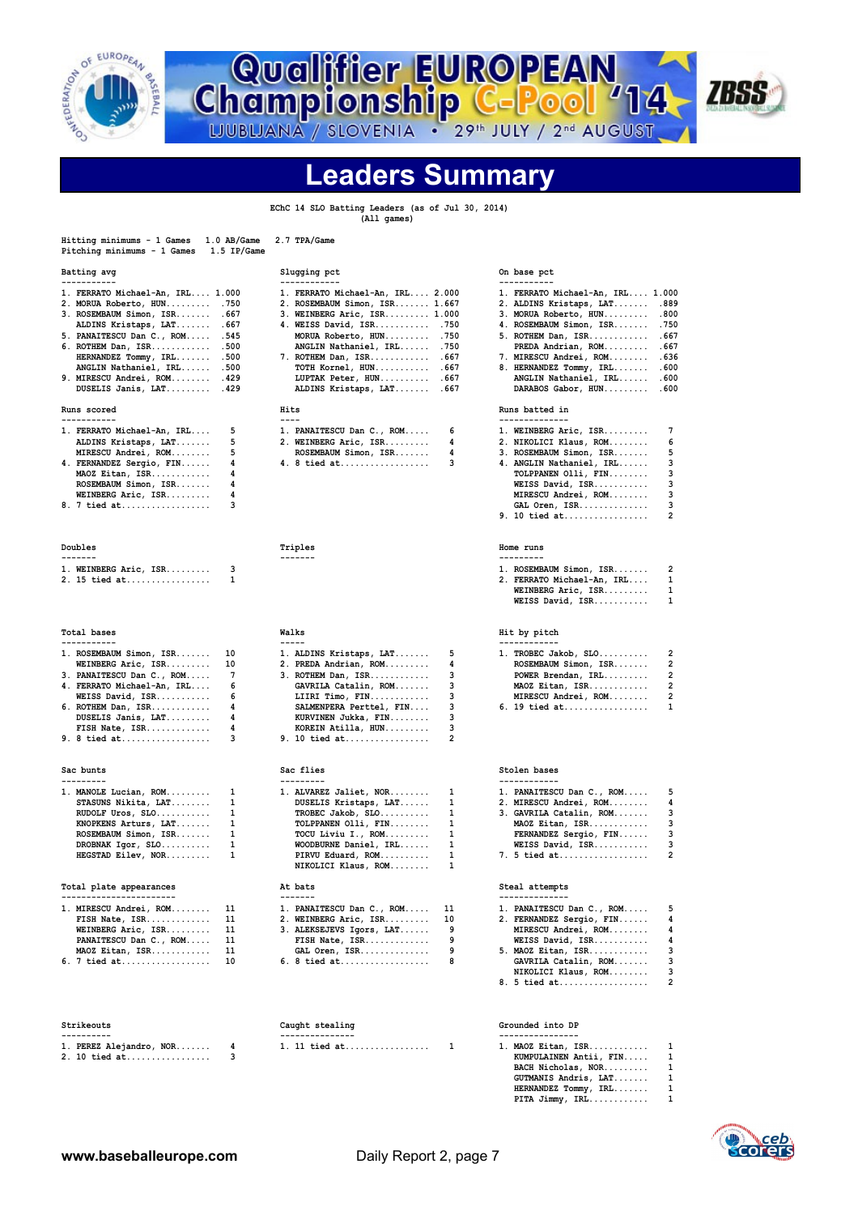# Qualifier EUROPEAN Championship C-Pool '14

LJUBLJANA / SLOVENIA • 29th JULY / 2nd AUGUST

## Leaders Summary

EChC 14 SLO Batting Leaders (as of Jul 30, 2014)
(All games)

Hitting minimums - 1 Games 1.0 AB/Game 2.7 TPA/Game
Pitching minimums - 1 Games 1.5 IP/Game

### Batting avg

| Rank | Player | Value |
|---|---|---|
| 1. | FERRATO Michael-An, IRL | 1.000 |
| 2. | MORUA Roberto, HUN | .750 |
| 3. | ROSEMBAUM Simon, ISR | .667 |
| | ALDINS Kristaps, LAT | .667 |
| 5. | PANAITESCU Dan C., ROM | .545 |
| 6. | ROTHEM Dan, ISR | .500 |
| | HERNANDEZ Tommy, IRL | .500 |
| | ANGLIN Nathaniel, IRL | .500 |
| 9. | MIRESCU Andrei, ROM | .429 |
| | DUSELIS Janis, LAT | .429 |

### Slugging pct

| Rank | Player | Value |
|---|---|---|
| 1. | FERRATO Michael-An, IRL | 2.000 |
| 2. | ROSEMBAUM Simon, ISR | 1.667 |
| 3. | WEINBERG Aric, ISR | 1.000 |
| 4. | WEISS David, ISR | .750 |
| | MORUA Roberto, HUN | .750 |
| | ANGLIN Nathaniel, IRL | .750 |
| 7. | ROTHEM Dan, ISR | .667 |
| | TOTH Kornel, HUN | .667 |
| | LUPTAK Peter, HUN | .667 |
| | ALDINS Kristaps, LAT | .667 |

### On base pct

| Rank | Player | Value |
|---|---|---|
| 1. | FERRATO Michael-An, IRL | 1.000 |
| 2. | ALDINS Kristaps, LAT | .889 |
| 3. | MORUA Roberto, HUN | .800 |
| 4. | ROSEMBAUM Simon, ISR | .750 |
| 5. | ROTHEM Dan, ISR | .667 |
| | PREDA Andrian, ROM | .667 |
| 7. | MIRESCU Andrei, ROM | .636 |
| 8. | HERNANDEZ Tommy, IRL | .600 |
| | ANGLIN Nathaniel, IRL | .600 |
| | DARABOS Gabor, HUN | .600 |

### Runs scored

| Rank | Player | Value |
|---|---|---|
| 1. | FERRATO Michael-An, IRL | 5 |
| | ALDINS Kristaps, LAT | 5 |
| | MIRESCU Andrei, ROM | 5 |
| 4. | FERNANDEZ Sergio, FIN | 4 |
| | MAOZ Eitan, ISR | 4 |
| | ROSEMBAUM Simon, ISR | 4 |
| | WEINBERG Aric, ISR | 4 |
| 8. | 7 tied at | 3 |

### Hits

| Rank | Player | Value |
|---|---|---|
| 1. | PANAITESCU Dan C., ROM | 6 |
| 2. | WEINBERG Aric, ISR | 4 |
| | ROSEMBAUM Simon, ISR | 4 |
| 4. | 8 tied at | 3 |

### Runs batted in

| Rank | Player | Value |
|---|---|---|
| 1. | WEINBERG Aric, ISR | 7 |
| 2. | NIKOLICI Klaus, ROM | 6 |
| 3. | ROSEMBAUM Simon, ISR | 5 |
| 4. | ANGLIN Nathaniel, IRL | 3 |
| | TOLPPANEN Olli, FIN | 3 |
| | WEISS David, ISR | 3 |
| | MIRESCU Andrei, ROM | 3 |
| | GAL Oren, ISR | 3 |
| 9. | 10 tied at | 2 |

### Doubles

| Rank | Player | Value |
|---|---|---|
| 1. | WEINBERG Aric, ISR | 3 |
| 2. | 15 tied at | 1 |

### Triples

### Home runs

| Rank | Player | Value |
|---|---|---|
| 1. | ROSEMBAUM Simon, ISR | 2 |
| 2. | FERRATO Michael-An, IRL | 1 |
| | WEINBERG Aric, ISR | 1 |
| | WEISS David, ISR | 1 |

### Total bases

| Rank | Player | Value |
|---|---|---|
| 1. | ROSEMBAUM Simon, ISR | 10 |
| | WEINBERG Aric, ISR | 10 |
| 3. | PANAITESCU Dan C., ROM | 7 |
| 4. | FERRATO Michael-An, IRL | 6 |
| | WEISS David, ISR | 6 |
| 6. | ROTHEM Dan, ISR | 4 |
| | DUSELIS Janis, LAT | 4 |
| | FISH Nate, ISR | 4 |
| 9. | 8 tied at | 3 |

### Walks

| Rank | Player | Value |
|---|---|---|
| 1. | ALDINS Kristaps, LAT | 5 |
| 2. | PREDA Andrian, ROM | 4 |
| 3. | ROTHEM Dan, ISR | 3 |
| | GAVRILA Catalin, ROM | 3 |
| | LIIRI Timo, FIN | 3 |
| | SALMENPERA Perttel, FIN | 3 |
| | KURVINEN Jukka, FIN | 3 |
| | KOREIN Atilla, HUN | 3 |
| 9. | 10 tied at | 2 |

### Hit by pitch

| Rank | Player | Value |
|---|---|---|
| 1. | TROBEC Jakob, SLO | 2 |
| | ROSEMBAUM Simon, ISR | 2 |
| | POWER Brendan, IRL | 2 |
| | MAOZ Eitan, ISR | 2 |
| | MIRESCU Andrei, ROM | 2 |
| 6. | 19 tied at | 1 |

### Sac bunts

| Rank | Player | Value |
|---|---|---|
| 1. | MANOLE Lucian, ROM | 1 |
| | STASUNS Nikita, LAT | 1 |
| | RUDOLF Uros, SLO | 1 |
| | KNOPKENS Arturs, LAT | 1 |
| | ROSEMBAUM Simon, ISR | 1 |
| | DROBNAK Igor, SLO | 1 |
| | HEGSTAD Eilev, NOR | 1 |

### Sac flies

| Rank | Player | Value |
|---|---|---|
| 1. | ALVAREZ Jaliet, NOR | 1 |
| | DUSELIS Kristaps, LAT | 1 |
| | TROBEC Jakob, SLO | 1 |
| | TOLPPANEN Olli, FIN | 1 |
| | TOCU Liviu I., ROM | 1 |
| | WOODBURNE Daniel, IRL | 1 |
| | PIRVU Eduard, ROM | 1 |
| | NIKOLICI Klaus, ROM | 1 |

### Stolen bases

| Rank | Player | Value |
|---|---|---|
| 1. | PANAITESCU Dan C., ROM | 5 |
| 2. | MIRESCU Andrei, ROM | 4 |
| 3. | GAVRILA Catalin, ROM | 3 |
| | MAOZ Eitan, ISR | 3 |
| | FERNANDEZ Sergio, FIN | 3 |
| | WEISS David, ISR | 3 |
| 7. | 5 tied at | 2 |

### Total plate appearances

| Rank | Player | Value |
|---|---|---|
| 1. | MIRESCU Andrei, ROM | 11 |
| | FISH Nate, ISR | 11 |
| | WEINBERG Aric, ISR | 11 |
| | PANAITESCU Dan C., ROM | 11 |
| | MAOZ Eitan, ISR | 11 |
| 6. | 7 tied at | 10 |

### At bats

| Rank | Player | Value |
|---|---|---|
| 1. | PANAITESCU Dan C., ROM | 11 |
| 2. | WEINBERG Aric, ISR | 10 |
| 3. | ALEKSEJEVS Igors, LAT | 9 |
| | FISH Nate, ISR | 9 |
| | GAL Oren, ISR | 9 |
| 6. | 8 tied at | 8 |

### Steal attempts

| Rank | Player | Value |
|---|---|---|
| 1. | PANAITESCU Dan C., ROM | 5 |
| 2. | FERNANDEZ Sergio, FIN | 4 |
| | MIRESCU Andrei, ROM | 4 |
| | WEISS David, ISR | 4 |
| 5. | MAOZ Eitan, ISR | 3 |
| | GAVRILA Catalin, ROM | 3 |
| | NIKOLICI Klaus, ROM | 3 |
| 8. | 5 tied at | 2 |

### Strikeouts

| Rank | Player | Value |
|---|---|---|
| 1. | PEREZ Alejandro, NOR | 4 |
| 2. | 10 tied at | 3 |

### Caught stealing

| Rank | Player | Value |
|---|---|---|
| 1. | 11 tied at | 1 |

### Grounded into DP

| Rank | Player | Value |
|---|---|---|
| 1. | MAOZ Eitan, ISR | 1 |
| | KUMPULAINEN Antii, FIN | 1 |
| | BACH Nicholas, NOR | 1 |
| | GUTMANIS Andris, LAT | 1 |
| | HERNANDEZ Tommy, IRL | 1 |
| | PITA Jimmy, IRL | 1 |

www.baseballeurope.com — Daily Report 2, page 7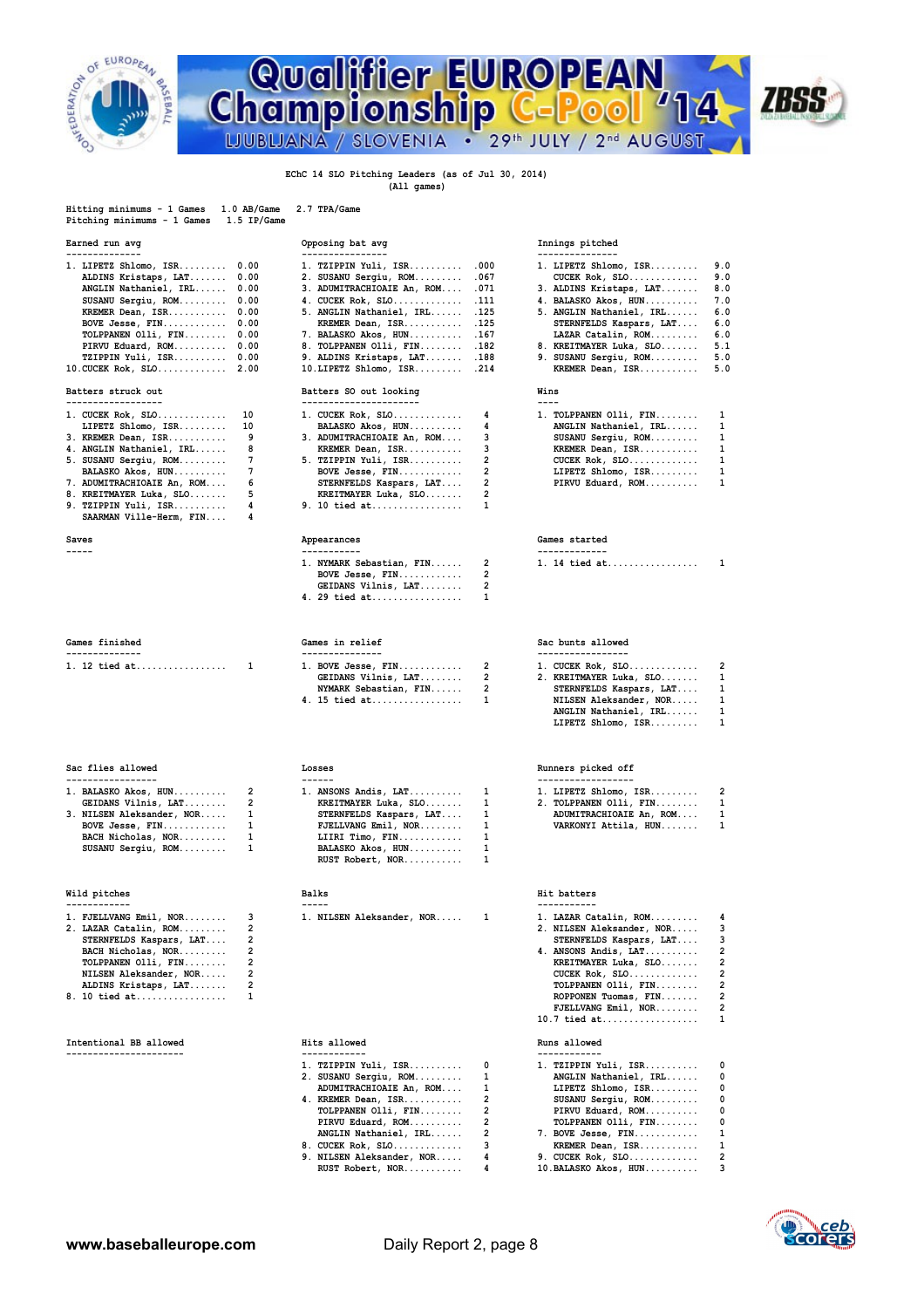# Qualifier EUROPEAN Championship C-Pool '14

LJUBLJANA / SLOVENIA • 29th JULY / 2nd AUGUST

**EChC 14 SLO Pitching Leaders (as of Jul 30, 2014)**
**(All games)**

Hitting minimums - 1 Games 1.0 AB/Game 2.7 TPA/Game
Pitching minimums - 1 Games 1.5 IP/Game

### Earned run avg

| | Player | |
|---|---|---|
| 1. | LIPETZ Shlomo, ISR | 0.00 |
| | ALDINS Kristaps, LAT | 0.00 |
| | ANGLIN Nathaniel, IRL | 0.00 |
| | SUSANU Sergiu, ROM | 0.00 |
| | KREMER Dean, ISR | 0.00 |
| | BOVE Jesse, FIN | 0.00 |
| | TOLPPANEN Olli, FIN | 0.00 |
| | PIRVU Eduard, ROM | 0.00 |
| | TZIPPIN Yuli, ISR | 0.00 |
| 10. | CUCEK Rok, SLO | 2.00 |

### Opposing bat avg

| | Player | |
|---|---|---|
| 1. | TZIPPIN Yuli, ISR | .000 |
| 2. | SUSANU Sergiu, ROM | .067 |
| 3. | ADUMITRACHIOAIE An, ROM | .071 |
| 4. | CUCEK Rok, SLO | .111 |
| 5. | ANGLIN Nathaniel, IRL | .125 |
| | KREMER Dean, ISR | .125 |
| 7. | BALASKO Akos, HUN | .167 |
| 8. | TOLPPANEN Olli, FIN | .182 |
| 9. | ALDINS Kristaps, LAT | .188 |
| 10. | LIPETZ Shlomo, ISR | .214 |

### Innings pitched

| | Player | |
|---|---|---|
| 1. | LIPETZ Shlomo, ISR | 9.0 |
| | CUCEK Rok, SLO | 9.0 |
| 3. | ALDINS Kristaps, LAT | 8.0 |
| 4. | BALASKO Akos, HUN | 7.0 |
| 5. | ANGLIN Nathaniel, IRL | 6.0 |
| | STERNFELDS Kaspars, LAT | 6.0 |
| | LAZAR Catalin, ROM | 6.0 |
| 8. | KREITMAYER Luka, SLO | 5.1 |
| 9. | SUSANU Sergiu, ROM | 5.0 |
| | KREMER Dean, ISR | 5.0 |

### Batters struck out

| | Player | |
|---|---|---|
| 1. | CUCEK Rok, SLO | 10 |
| | LIPETZ Shlomo, ISR | 10 |
| 3. | KREMER Dean, ISR | 9 |
| 4. | ANGLIN Nathaniel, IRL | 8 |
| 5. | SUSANU Sergiu, ROM | 7 |
| | BALASKO Akos, HUN | 7 |
| 7. | ADUMITRACHIOAIE An, ROM | 6 |
| 8. | KREITMAYER Luka, SLO | 5 |
| 9. | TZIPPIN Yuli, ISR | 4 |
| | SAARMAN Ville-Herm, FIN | 4 |

### Batters SO out looking

| | Player | |
|---|---|---|
| 1. | CUCEK Rok, SLO | 4 |
| | BALASKO Akos, HUN | 4 |
| 3. | ADUMITRACHIOAIE An, ROM | 3 |
| | KREMER Dean, ISR | 3 |
| 5. | TZIPPIN Yuli, ISR | 2 |
| | BOVE Jesse, FIN | 2 |
| | STERNFELDS Kaspars, LAT | 2 |
| | KREITMAYER Luka, SLO | 2 |
| 9. | 10 tied at | 1 |

### Wins

| | Player | |
|---|---|---|
| 1. | TOLPPANEN Olli, FIN | 1 |
| | ANGLIN Nathaniel, IRL | 1 |
| | SUSANU Sergiu, ROM | 1 |
| | KREMER Dean, ISR | 1 |
| | CUCEK Rok, SLO | 1 |
| | LIPETZ Shlomo, ISR | 1 |
| | PIRVU Eduard, ROM | 1 |

### Saves

### Appearances

| | Player | |
|---|---|---|
| 1. | NYMARK Sebastian, FIN | 2 |
| | BOVE Jesse, FIN | 2 |
| | GEIDANS Vilnis, LAT | 2 |
| 4. | 29 tied at | 1 |

### Games started

| | Player | |
|---|---|---|
| 1. | 14 tied at | 1 |

### Games finished

| | Player | |
|---|---|---|
| 1. | 12 tied at | 1 |

### Games in relief

| | Player | |
|---|---|---|
| 1. | BOVE Jesse, FIN | 2 |
| | GEIDANS Vilnis, LAT | 2 |
| | NYMARK Sebastian, FIN | 2 |
| 4. | 15 tied at | 1 |

### Sac bunts allowed

| | Player | |
|---|---|---|
| 1. | CUCEK Rok, SLO | 2 |
| 2. | KREITMAYER Luka, SLO | 1 |
| | STERNFELDS Kaspars, LAT | 1 |
| | NILSEN Aleksander, NOR | 1 |
| | ANGLIN Nathaniel, IRL | 1 |
| | LIPETZ Shlomo, ISR | 1 |

### Sac flies allowed

| | Player | |
|---|---|---|
| 1. | BALASKO Akos, HUN | 2 |
| | GEIDANS Vilnis, LAT | 2 |
| 3. | NILSEN Aleksander, NOR | 1 |
| | BOVE Jesse, FIN | 1 |
| | BACH Nicholas, NOR | 1 |
| | SUSANU Sergiu, ROM | 1 |

### Losses

| | Player | |
|---|---|---|
| 1. | ANSONS Andis, LAT | 1 |
| | KREITMAYER Luka, SLO | 1 |
| | STERNFELDS Kaspars, LAT | 1 |
| | FJELLVANG Emil, NOR | 1 |
| | LIIRI Timo, FIN | 1 |
| | BALASKO Akos, HUN | 1 |
| | RUST Robert, NOR | 1 |

### Runners picked off

| | Player | |
|---|---|---|
| 1. | LIPETZ Shlomo, ISR | 2 |
| 2. | TOLPPANEN Olli, FIN | 1 |
| | ADUMITRACHIOAIE An, ROM | 1 |
| | VARKONYI Attila, HUN | 1 |

### Wild pitches

| | Player | |
|---|---|---|
| 1. | FJELLVANG Emil, NOR | 3 |
| 2. | LAZAR Catalin, ROM | 2 |
| | STERNFELDS Kaspars, LAT | 2 |
| | BACH Nicholas, NOR | 2 |
| | TOLPPANEN Olli, FIN | 2 |
| | NILSEN Aleksander, NOR | 2 |
| | ALDINS Kristaps, LAT | 2 |
| 8. | 10 tied at | 1 |

### Balks

| | Player | |
|---|---|---|
| 1. | NILSEN Aleksander, NOR | 1 |

### Hit batters

| | Player | |
|---|---|---|
| 1. | LAZAR Catalin, ROM | 4 |
| 2. | NILSEN Aleksander, NOR | 3 |
| | STERNFELDS Kaspars, LAT | 3 |
| 4. | ANSONS Andis, LAT | 2 |
| | KREITMAYER Luka, SLO | 2 |
| | CUCEK Rok, SLO | 2 |
| | TOLPPANEN Olli, FIN | 2 |
| | ROPPONEN Tuomas, FIN | 2 |
| | FJELLVANG Emil, NOR | 2 |
| 10. | 7 tied at | 1 |

### Intentional BB allowed

### Hits allowed

| | Player | |
|---|---|---|
| 1. | TZIPPIN Yuli, ISR | 0 |
| 2. | SUSANU Sergiu, ROM | 1 |
| | ADUMITRACHIOAIE An, ROM | 1 |
| 4. | KREMER Dean, ISR | 2 |
| | TOLPPANEN Olli, FIN | 2 |
| | PIRVU Eduard, ROM | 2 |
| | ANGLIN Nathaniel, IRL | 2 |
| 8. | CUCEK Rok, SLO | 3 |
| 9. | NILSEN Aleksander, NOR | 4 |
| | RUST Robert, NOR | 4 |

### Runs allowed

| | Player | |
|---|---|---|
| 1. | TZIPPIN Yuli, ISR | 0 |
| | ANGLIN Nathaniel, IRL | 0 |
| | LIPETZ Shlomo, ISR | 0 |
| | SUSANU Sergiu, ROM | 0 |
| | PIRVU Eduard, ROM | 0 |
| | TOLPPANEN Olli, FIN | 0 |
| 7. | BOVE Jesse, FIN | 1 |
| | KREMER Dean, ISR | 1 |
| 9. | CUCEK Rok, SLO | 2 |
| 10. | BALASKO Akos, HUN | 3 |

www.baseballeurope.com Daily Report 2, page 8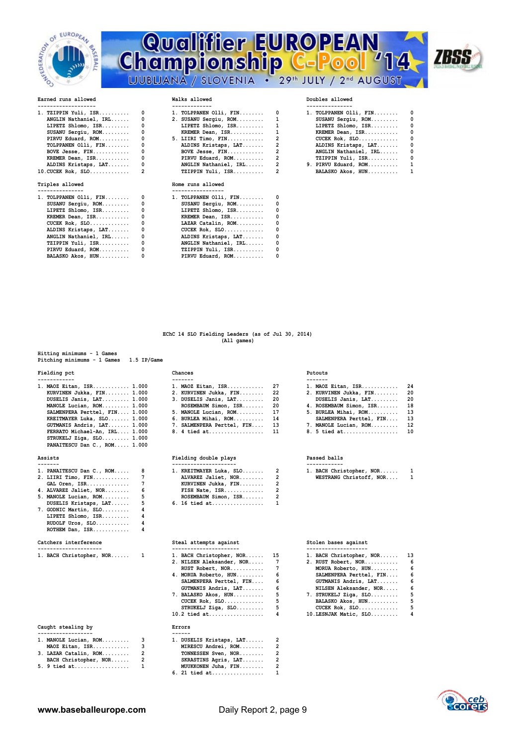### Earned runs allowed

| Rank | Player | ER |
|---|---|---|
| 1. | TZIPPIN Yuli, ISR | 0 |
| | ANGLIN Nathaniel, IRL | 0 |
| | LIPETZ Shlomo, ISR | 0 |
| | SUSANU Sergiu, ROM | 0 |
| | PIRVU Eduard, ROM | 0 |
| | TOLPPANEN Olli, FIN | 0 |
| | BOVE Jesse, FIN | 0 |
| | KREMER Dean, ISR | 0 |
| | ALDINS Kristaps, LAT | 0 |
| 10. | CUCEK Rok, SLO | 2 |

### Walks allowed

| Rank | Player | BB |
|---|---|---|
| 1. | TOLPPANEN Olli, FIN | 0 |
| 2. | SUSANU Sergiu, ROM | 1 |
| | LIPETZ Shlomo, ISR | 1 |
| | KREMER Dean, ISR | 1 |
| 5. | LIIRI Timo, FIN | 2 |
| | ALDINS Kristaps, LAT | 2 |
| | BOVE Jesse, FIN | 2 |
| | PIRVU Eduard, ROM | 2 |
| | ANGLIN Nathaniel, IRL | 2 |
| | TZIPPIN Yuli, ISR | 2 |

### Doubles allowed

| Rank | Player | 2B |
|---|---|---|
| 1. | TOLPPANEN Olli, FIN | 0 |
| | SUSANU Sergiu, ROM | 0 |
| | LIPETZ Shlomo, ISR | 0 |
| | KREMER Dean, ISR | 0 |
| | CUCEK Rok, SLO | 0 |
| | ALDINS Kristaps, LAT | 0 |
| | ANGLIN Nathaniel, IRL | 0 |
| | TZIPPIN Yuli, ISR | 0 |
| 9. | PIRVU Eduard, ROM | 1 |
| | BALASKO Akos, HUN | 1 |

### Triples allowed

| Rank | Player | 3B |
|---|---|---|
| 1. | TOLPPANEN Olli, FIN | 0 |
| | SUSANU Sergiu, ROM | 0 |
| | LIPETZ Shlomo, ISR | 0 |
| | KREMER Dean, ISR | 0 |
| | CUCEK Rok, SLO | 0 |
| | ALDINS Kristaps, LAT | 0 |
| | ANGLIN Nathaniel, IRL | 0 |
| | TZIPPIN Yuli, ISR | 0 |
| | PIRVU Eduard, ROM | 0 |
| | BALASKO Akos, HUN | 0 |

### Home runs allowed

| Rank | Player | HR |
|---|---|---|
| 1. | TOLPPANEN Olli, FIN | 0 |
| | SUSANU Sergiu, ROM | 0 |
| | LIPETZ Shlomo, ISR | 0 |
| | KREMER Dean, ISR | 0 |
| | LAZAR Catalin, ROM | 0 |
| | CUCEK Rok, SLO | 0 |
| | ALDINS Kristaps, LAT | 0 |
| | ANGLIN Nathaniel, IRL | 0 |
| | TZIPPIN Yuli, ISR | 0 |
| | PIRVU Eduard, ROM | 0 |

## EChC 14 SLO Fielding Leaders (as of Jul 30, 2014)
(All games)

Hitting minimums - 1 Games
Pitching minimums - 1 Games 1.5 IP/Game

### Fielding pct

| Rank | Player | PCT |
|---|---|---|
| 1. | MAOZ Eitan, ISR | 1.000 |
| | KURVINEN Jukka, FIN | 1.000 |
| | DUSELIS Janis, LAT | 1.000 |
| | MANOLE Lucian, ROM | 1.000 |
| | SALMENPERA Perttel, FIN | 1.000 |
| | KREITMAYER Luka, SLO | 1.000 |
| | GUTMANIS Andris, LAT | 1.000 |
| | FERRATO Michael-An, IRL | 1.000 |
| | STRUKELJ Ziga, SLO | 1.000 |
| | PANAITESCU Dan C., ROM | 1.000 |

### Chances

| Rank | Player | TC |
|---|---|---|
| 1. | MAOZ Eitan, ISR | 27 |
| 2. | KURVINEN Jukka, FIN | 22 |
| 3. | DUSELIS Janis, LAT | 20 |
| | ROSEMBAUM Simon, ISR | 20 |
| 5. | MANOLE Lucian, ROM | 17 |
| 6. | BURLEA Mihai, ROM | 14 |
| 7. | SALMENPERA Perttel, FIN | 13 |
| 8. | 4 tied at | 11 |

### Putouts

| Rank | Player | PO |
|---|---|---|
| 1. | MAOZ Eitan, ISR | 24 |
| 2. | KURVINEN Jukka, FIN | 20 |
| | DUSELIS Janis, LAT | 20 |
| 4. | ROSEMBAUM Simon, ISR | 18 |
| 5. | BURLEA Mihai, ROM | 13 |
| | SALMENPERA Perttel, FIN | 13 |
| 7. | MANOLE Lucian, ROM | 12 |
| 8. | 5 tied at | 10 |

### Assists

| Rank | Player | A |
|---|---|---|
| 1. | PANAITESCU Dan C., ROM | 8 |
| 2. | LIIRI Timo, FIN | 7 |
| | GAL Oren, ISR | 7 |
| 4. | ALVAREZ Jaliet, NOR | 6 |
| 5. | MANOLE Lucian, ROM | 5 |
| | DUSELIS Kristaps, LAT | 5 |
| 7. | GODNIC Martin, SLO | 4 |
| | LIPETZ Shlomo, ISR | 4 |
| | RUDOLF Uros, SLO | 4 |
| | ROTHEM Dan, ISR | 4 |

### Fielding double plays

| Rank | Player | DP |
|---|---|---|
| 1. | KREITMAYER Luka, SLO | 2 |
| | ALVAREZ Jaliet, NOR | 2 |
| | KURVINEN Jukka, FIN | 2 |
| | FISH Nate, ISR | 2 |
| | ROSEMBAUM Simon, ISR | 2 |
| 6. | 16 tied at | 1 |

### Passed balls

| Rank | Player | PB |
|---|---|---|
| 1. | BACH Christopher, NOR | 1 |
| | WESTRANG Christoff, NOR | 1 |

### Catchers interference

| Rank | Player | CI |
|---|---|---|
| 1. | BACH Christopher, NOR | 1 |

### Steal attempts against

| Rank | Player | SBA |
|---|---|---|
| 1. | BACH Christopher, NOR | 15 |
| 2. | NILSEN Aleksander, NOR | 7 |
| | RUST Robert, NOR | 7 |
| 4. | MORUA Roberto, HUN | 6 |
| | SALMENPERA Perttel, FIN | 6 |
| | GUTMANIS Andris, LAT | 6 |
| 7. | BALASKO Akos, HUN | 5 |
| | CUCEK Rok, SLO | 5 |
| | STRUKELJ Ziga, SLO | 5 |
| 10. | 2 tied at | 4 |

### Stolen bases against

| Rank | Player | SB |
|---|---|---|
| 1. | BACH Christopher, NOR | 13 |
| 2. | RUST Robert, NOR | 6 |
| | MORUA Roberto, HUN | 6 |
| | SALMENPERA Perttel, FIN | 6 |
| | GUTMANIS Andris, LAT | 6 |
| | NILSEN Aleksander, NOR | 6 |
| 7. | STRUKELJ Ziga, SLO | 5 |
| | BALASKO Akos, HUN | 5 |
| | CUCEK Rok, SLO | 5 |
| 10. | LESNJAK Matic, SLO | 4 |

### Caught stealing by

| Rank | Player | CS |
|---|---|---|
| 1. | MANOLE Lucian, ROM | 3 |
| | MAOZ Eitan, ISR | 3 |
| 3. | LAZAR Catalin, ROM | 2 |
| | BACH Christopher, NOR | 2 |
| 5. | 9 tied at | 1 |

### Errors

| Rank | Player | E |
|---|---|---|
| 1. | DUSELIS Kristaps, LAT | 2 |
| | MIRESCU Andrei, ROM | 2 |
| | TONNESSEN Sven, NOR | 2 |
| | SKRASTINS Agris, LAT | 2 |
| | MUUKKONEN Juha, FIN | 2 |
| 6. | 21 tied at | 1 |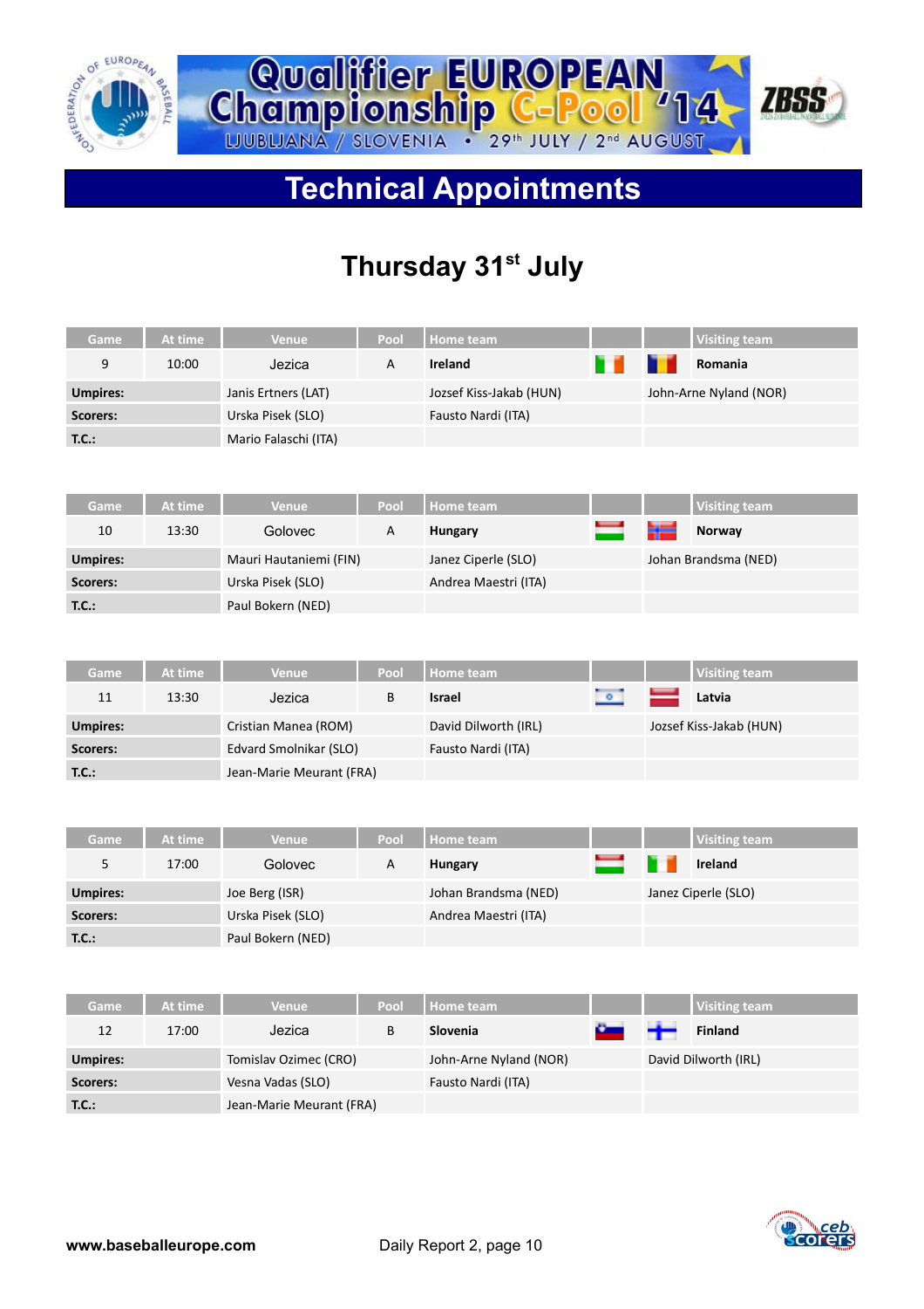# Qualifier EUROPEAN Championship C-Pool '14

LJUBLJANA / SLOVENIA • 29th JULY / 2nd AUGUST

## Technical Appointments

### Thursday 31st July

| Game | At time | Venue | Pool | Home team | | | Visiting team |
|---|---|---|---|---|---|---|---|
| 9 | 10:00 | Jezica | A | **Ireland** | | | **Romania** |
| **Umpires:** | | Janis Ertners (LAT) | | Jozsef Kiss-Jakab (HUN) | | | John-Arne Nyland (NOR) |
| **Scorers:** | | Urska Pisek (SLO) | | Fausto Nardi (ITA) | | | |
| **T.C.:** | | Mario Falaschi (ITA) | | | | | |

| Game | At time | Venue | Pool | Home team | | | Visiting team |
|---|---|---|---|---|---|---|---|
| 10 | 13:30 | Golovec | A | **Hungary** | | | **Norway** |
| **Umpires:** | | Mauri Hautaniemi (FIN) | | Janez Ciperle (SLO) | | | Johan Brandsma (NED) |
| **Scorers:** | | Urska Pisek (SLO) | | Andrea Maestri (ITA) | | | |
| **T.C.:** | | Paul Bokern (NED) | | | | | |

| Game | At time | Venue | Pool | Home team | | | Visiting team |
|---|---|---|---|---|---|---|---|
| 11 | 13:30 | Jezica | B | **Israel** | | | **Latvia** |
| **Umpires:** | | Cristian Manea (ROM) | | David Dilworth (IRL) | | | Jozsef Kiss-Jakab (HUN) |
| **Scorers:** | | Edvard Smolnikar (SLO) | | Fausto Nardi (ITA) | | | |
| **T.C.:** | | Jean-Marie Meurant (FRA) | | | | | |

| Game | At time | Venue | Pool | Home team | | | Visiting team |
|---|---|---|---|---|---|---|---|
| 5 | 17:00 | Golovec | A | **Hungary** | | | **Ireland** |
| **Umpires:** | | Joe Berg (ISR) | | Johan Brandsma (NED) | | | Janez Ciperle (SLO) |
| **Scorers:** | | Urska Pisek (SLO) | | Andrea Maestri (ITA) | | | |
| **T.C.:** | | Paul Bokern (NED) | | | | | |

| Game | At time | Venue | Pool | Home team | | | Visiting team |
|---|---|---|---|---|---|---|---|
| 12 | 17:00 | Jezica | B | **Slovenia** | | | **Finland** |
| **Umpires:** | | Tomislav Ozimec (CRO) | | John-Arne Nyland (NOR) | | | David Dilworth (IRL) |
| **Scorers:** | | Vesna Vadas (SLO) | | Fausto Nardi (ITA) | | | |
| **T.C.:** | | Jean-Marie Meurant (FRA) | | | | | |

**www.baseballeurope.com** Daily Report 2, page 10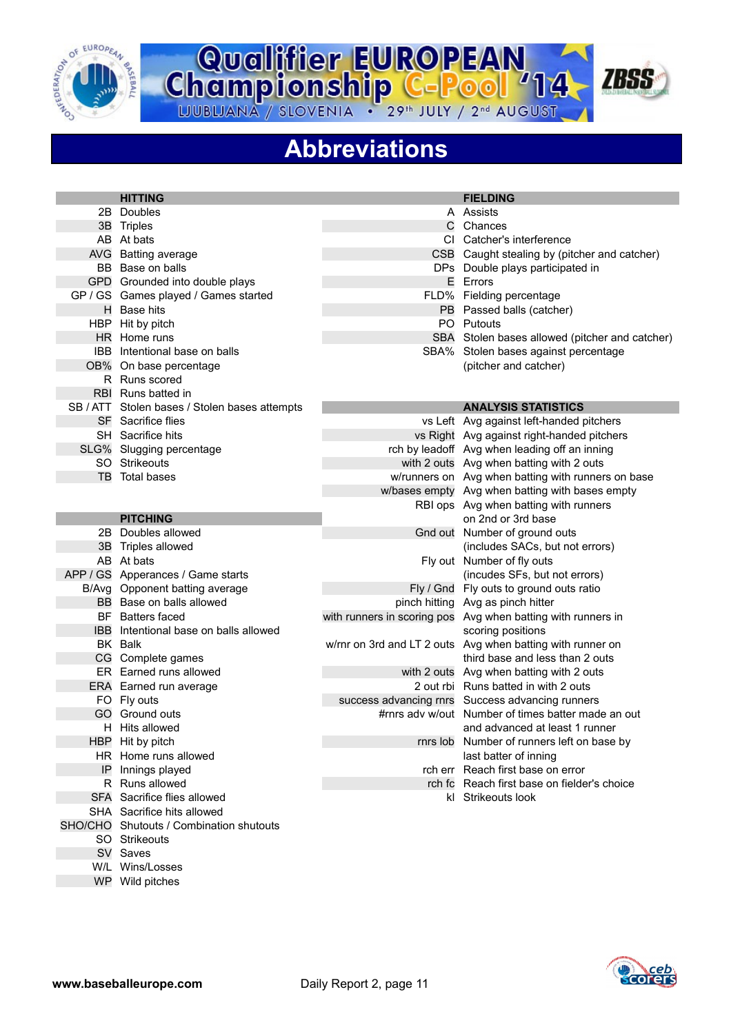# Abbreviations

## HITTING

| | |
|---|---|
| 2B | Doubles |
| 3B | Triples |
| AB | At bats |
| AVG | Batting average |
| BB | Base on balls |
| GPD | Grounded into double plays |
| GP / GS | Games played / Games started |
| H | Base hits |
| HBP | Hit by pitch |
| HR | Home runs |
| IBB | Intentional base on balls |
| OB% | On base percentage |
| R | Runs scored |
| RBI | Runs batted in |
| SB / ATT | Stolen bases / Stolen bases attempts |
| SF | Sacrifice flies |
| SH | Sacrifice hits |
| SLG% | Slugging percentage |
| SO | Strikeouts |
| TB | Total bases |

## PITCHING

| | |
|---|---|
| 2B | Doubles allowed |
| 3B | Triples allowed |
| AB | At bats |
| APP / GS | Apperances / Game starts |
| B/Avg | Opponent batting average |
| BB | Base on balls allowed |
| BF | Batters faced |
| IBB | Intentional base on balls allowed |
| BK | Balk |
| CG | Complete games |
| ER | Earned runs allowed |
| ERA | Earned run average |
| FO | Fly outs |
| GO | Ground outs |
| H | Hits allowed |
| HBP | Hit by pitch |
| HR | Home runs allowed |
| IP | Innings played |
| R | Runs allowed |
| SFA | Sacrifice flies allowed |
| SHA | Sacrifice hits allowed |
| SHO/CHO | Shutouts / Combination shutouts |
| SO | Strikeouts |
| SV | Saves |
| W/L | Wins/Losses |
| WP | Wild pitches |

## FIELDING

| | |
|---|---|
| A | Assists |
| C | Chances |
| CI | Catcher's interference |
| CSB | Caught stealing by (pitcher and catcher) |
| DPs | Double plays participated in |
| E | Errors |
| FLD% | Fielding percentage |
| PB | Passed balls (catcher) |
| PO | Putouts |
| SBA | Stolen bases allowed (pitcher and catcher) |
| SBA% | Stolen bases against percentage (pitcher and catcher) |

## ANALYSIS STATISTICS

| | |
|---|---|
| vs Left | Avg against left-handed pitchers |
| vs Right | Avg against right-handed pitchers |
| rch by leadoff | Avg when leading off an inning |
| with 2 outs | Avg when batting with 2 outs |
| w/runners on | Avg when batting with runners on base |
| w/bases empty | Avg when batting with bases empty |
| RBI ops | Avg when batting with runners on 2nd or 3rd base |
| Gnd out | Number of ground outs (includes SACs, but not errors) |
| Fly out | Number of fly outs (incudes SFs, but not errors) |
| Fly / Gnd | Fly outs to ground outs ratio |
| pinch hitting | Avg as pinch hitter |
| with runners in scoring pos | Avg when batting with runners in scoring positions |
| w/rnr on 3rd and LT 2 outs | Avg when batting with runner on third base and less than 2 outs |
| with 2 outs | Avg when batting with 2 outs |
| 2 out rbi | Runs batted in with 2 outs |
| success advancing rnrs | Success advancing runners |
| #rnrs adv w/out | Number of times batter made an out and advanced at least 1 runner |
| rnrs lob | Number of runners left on base by last batter of inning |
| rch err | Reach first base on error |
| rch fc | Reach first base on fielder's choice |
| kl | Strikeouts look |